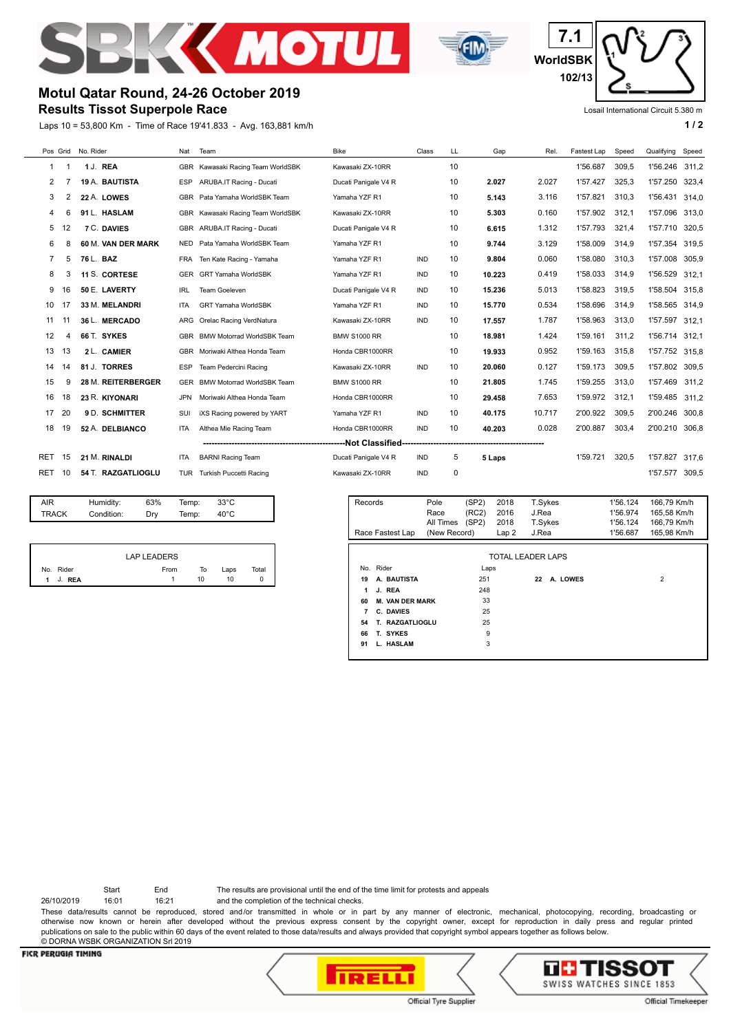# Motul Qatar Round, 24-26 October 2019

## Results Tissot Superpole Race

7.1 WorldSBK 102/13

Losail International Circuit 5.380 m

Laps 10 = 53,800 Km - Time of Race 19'41.833 - Avg. 163,881 km/h

| Pos | Grid | No. Rider | Nat | Team | Bike | Class | LL | Gap | Rel. | Fastest Lap | Speed | Qualifying | Speed |
|---|---|---|---|---|---|---|---|---|---|---|---|---|---|
| 1 | 1 | 1 J. **REA** | GBR | Kawasaki Racing Team WorldSBK | Kawasaki ZX-10RR | | 10 | | | 1'56.687 | 309,5 | 1'56.246 | 311,2 |
| 2 | 7 | 19 A. **BAUTISTA** | ESP | ARUBA.IT Racing - Ducati | Ducati Panigale V4 R | | 10 | **2.027** | 2.027 | 1'57.427 | 325,3 | 1'57.250 | 323,4 |
| 3 | 2 | 22 A. **LOWES** | GBR | Pata Yamaha WorldSBK Team | Yamaha YZF R1 | | 10 | **5.143** | 3.116 | 1'57.821 | 310,3 | 1'56.431 | 314,0 |
| 4 | 6 | 91 L. **HASLAM** | GBR | Kawasaki Racing Team WorldSBK | Kawasaki ZX-10RR | | 10 | **5.303** | 0.160 | 1'57.902 | 312,1 | 1'57.096 | 313,0 |
| 5 | 12 | 7 C. **DAVIES** | GBR | ARUBA.IT Racing - Ducati | Ducati Panigale V4 R | | 10 | **6.615** | 1.312 | 1'57.793 | 321,4 | 1'57.710 | 320,5 |
| 6 | 8 | 60 M. **VAN DER MARK** | NED | Pata Yamaha WorldSBK Team | Yamaha YZF R1 | | 10 | **9.744** | 3.129 | 1'58.009 | 314,9 | 1'57.354 | 319,5 |
| 7 | 5 | 76 L. **BAZ** | FRA | Ten Kate Racing - Yamaha | Yamaha YZF R1 | IND | 10 | **9.804** | 0.060 | 1'58.080 | 310,3 | 1'57.008 | 305,9 |
| 8 | 3 | 11 S. **CORTESE** | GER | GRT Yamaha WorldSBK | Yamaha YZF R1 | IND | 10 | **10.223** | 0.419 | 1'58.033 | 314,9 | 1'56.529 | 312,1 |
| 9 | 16 | 50 E. **LAVERTY** | IRL | Team Goeleven | Ducati Panigale V4 R | IND | 10 | **15.236** | 5.013 | 1'58.823 | 319,5 | 1'58.504 | 315,8 |
| 10 | 17 | 33 M. **MELANDRI** | ITA | GRT Yamaha WorldSBK | Yamaha YZF R1 | IND | 10 | **15.770** | 0.534 | 1'58.696 | 314,9 | 1'58.565 | 314,9 |
| 11 | 11 | 36 L. **MERCADO** | ARG | Orelac Racing VerdNatura | Kawasaki ZX-10RR | IND | 10 | **17.557** | 1.787 | 1'58.963 | 313,0 | 1'57.597 | 312,1 |
| 12 | 4 | 66 T. **SYKES** | GBR | BMW Motorrad WorldSBK Team | BMW S1000 RR | | 10 | **18.981** | 1.424 | 1'59.161 | 311,2 | 1'56.714 | 312,1 |
| 13 | 13 | 2 L. **CAMIER** | GBR | Moriwaki Althea Honda Team | Honda CBR1000RR | | 10 | **19.933** | 0.952 | 1'59.163 | 315,8 | 1'57.752 | 315,8 |
| 14 | 14 | 81 J. **TORRES** | ESP | Team Pedercini Racing | Kawasaki ZX-10RR | IND | 10 | **20.060** | 0.127 | 1'59.173 | 309,5 | 1'57.802 | 309,5 |
| 15 | 9 | 28 M. **REITERBERGER** | GER | BMW Motorrad WorldSBK Team | BMW S1000 RR | | 10 | **21.805** | 1.745 | 1'59.255 | 313,0 | 1'57.469 | 311,2 |
| 16 | 18 | 23 R. **KIYONARI** | JPN | Moriwaki Althea Honda Team | Honda CBR1000RR | | 10 | **29.458** | 7.653 | 1'59.972 | 312,1 | 1'59.485 | 311,2 |
| 17 | 20 | 9 D. **SCHMITTER** | SUI | iXS Racing powered by YART | Yamaha YZF R1 | IND | 10 | **40.175** | 10.717 | 2'00.922 | 309,5 | 2'00.246 | 300,8 |
| 18 | 19 | 52 A. **DELBIANCO** | ITA | Althea Mie Racing Team | Honda CBR1000RR | IND | 10 | **40.203** | 0.028 | 2'00.887 | 303,4 | 2'00.210 | 306,8 |
| | | | | **Not Classified** | | | | | | | | | |
| RET | 15 | 21 M. **RINALDI** | ITA | BARNI Racing Team | Ducati Panigale V4 R | IND | 5 | **5 Laps** | | 1'59.721 | 320,5 | 1'57.827 | 317,6 |
| RET | 10 | 54 T. **RAZGATLIOGLU** | TUR | Turkish Puccetti Racing | Kawasaki ZX-10RR | IND | 0 | | | | | 1'57.577 | 309,5 |

| | | | | |
|---|---|---|---|---|
| AIR | Humidity: | 63% | Temp: | 33°C |
| TRACK | Condition: | Dry | Temp: | 40°C |

| Records | | | | | | |
|---|---|---|---|---|---|---|
| | Pole | (SP2) | 2018 | T.Sykes | 1'56.124 | 166,79 Km/h |
| | Race | (RC2) | 2016 | J.Rea | 1'56.974 | 165,58 Km/h |
| | All Times | (SP2) | 2018 | T.Sykes | 1'56.124 | 166,79 Km/h |
| Race Fastest Lap | (New Record) | | Lap 2 | J.Rea | 1'56.687 | 165,98 Km/h |

**LAP LEADERS**

| No. | Rider | From | To | Laps | Total |
|---|---|---|---|---|---|
| 1 | J. **REA** | 1 | 10 | 10 | 0 |

**TOTAL LEADER LAPS**

| No. | Rider | Laps |
|---|---|---|
| 19 | A. BAUTISTA | 251 |
| 1 | J. REA | 248 |
| 60 | M. VAN DER MARK | 33 |
| 7 | C. DAVIES | 25 |
| 54 | T. RAZGATLIOGLU | 25 |
| 66 | T. SYKES | 9 |
| 91 | L. HASLAM | 3 |
| 22 | A. LOWES | 2 |

| | Start | End |
|---|---|---|
| 26/10/2019 | 16:01 | 16:21 |

The results are provisional until the end of the time limit for protests and appeals and the completion of the technical checks.

These data/results cannot be reproduced, stored and/or transmitted in whole or in part by any manner of electronic, mechanical, photocopying, recording, broadcasting or otherwise now known or herein after developed without the previous express consent by the copyright owner, except for reproduction in daily press and regular printed publications on sale to the public within 60 days of the event related to those data/results and always provided that copyright symbol appears together as follows below.

© DORNA WSBK ORGANIZATION Srl 2019

FICR PERUGIA TIMING

Official Tyre Supplier — PIRELLI

Official Timekeeper — TISSOT SWISS WATCHES SINCE 1853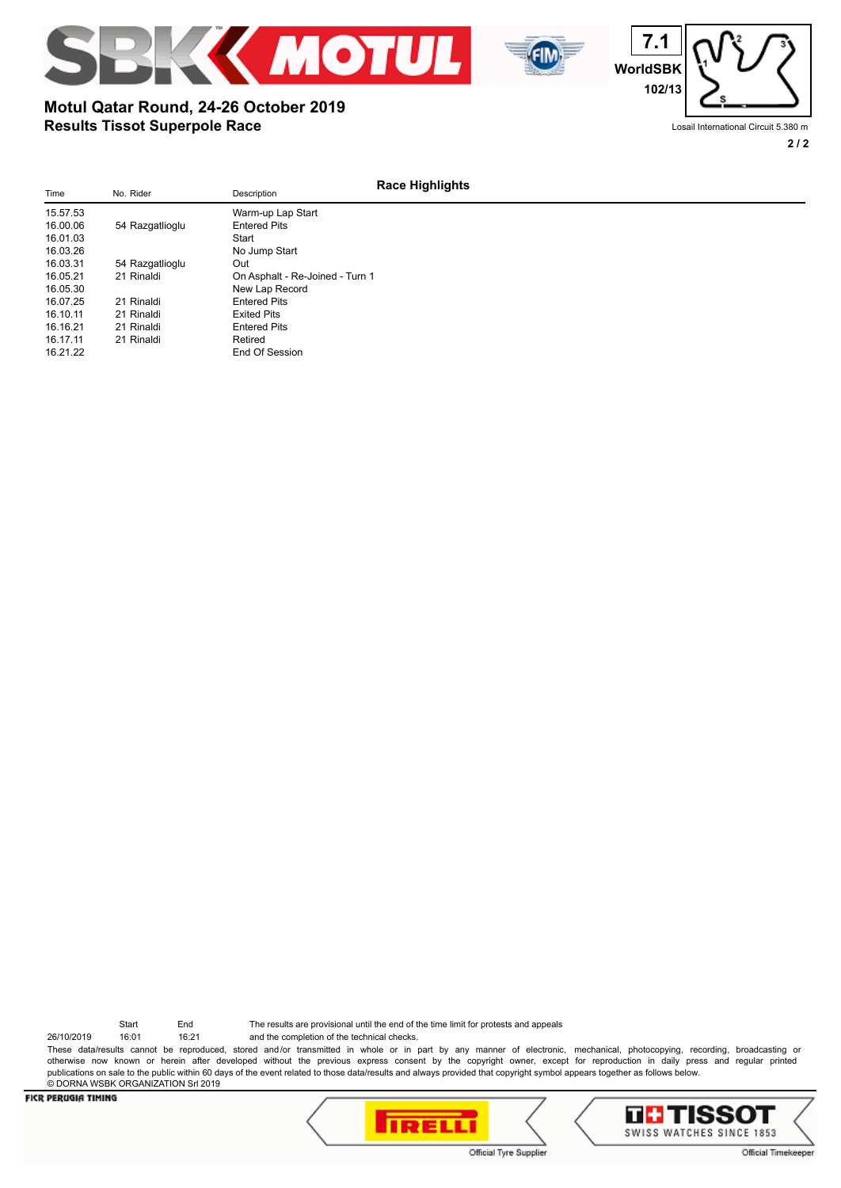**Motul Qatar Round, 24-26 October 2019**
**Results Tissot Superpole Race**

7.1
WorldSBK
102/13

Losail International Circuit 5.380 m

## Race Highlights

| Time | No. Rider | Description |
|---|---|---|
| 15.57.53 | | Warm-up Lap Start |
| 16.00.06 | 54 Razgatlioglu | Entered Pits |
| 16.01.03 | | Start |
| 16.03.26 | | No Jump Start |
| 16.03.31 | 54 Razgatlioglu | Out |
| 16.05.21 | 21 Rinaldi | On Asphalt - Re-Joined - Turn 1 |
| 16.05.30 | | New Lap Record |
| 16.07.25 | 21 Rinaldi | Entered Pits |
| 16.10.11 | 21 Rinaldi | Exited Pits |
| 16.16.21 | 21 Rinaldi | Entered Pits |
| 16.17.11 | 21 Rinaldi | Retired |
| 16.21.22 | | End Of Session |

| | Start | End |
|---|---|---|
| 26/10/2019 | 16:01 | 16:21 |

The results are provisional until the end of the time limit for protests and appeals and the completion of the technical checks.

These data/results cannot be reproduced, stored and/or transmitted in whole or in part by any manner of electronic, mechanical, photocopying, recording, broadcasting or otherwise now known or herein after developed without the previous express consent by the copyright owner, except for reproduction in daily press and regular printed publications on sale to the public within 60 days of the event related to those data/results and always provided that copyright symbol appears together as follows below.
© DORNA WSBK ORGANIZATION Srl 2019

FICR PERUGIA TIMING

Official Tyre Supplier

Official Timekeeper